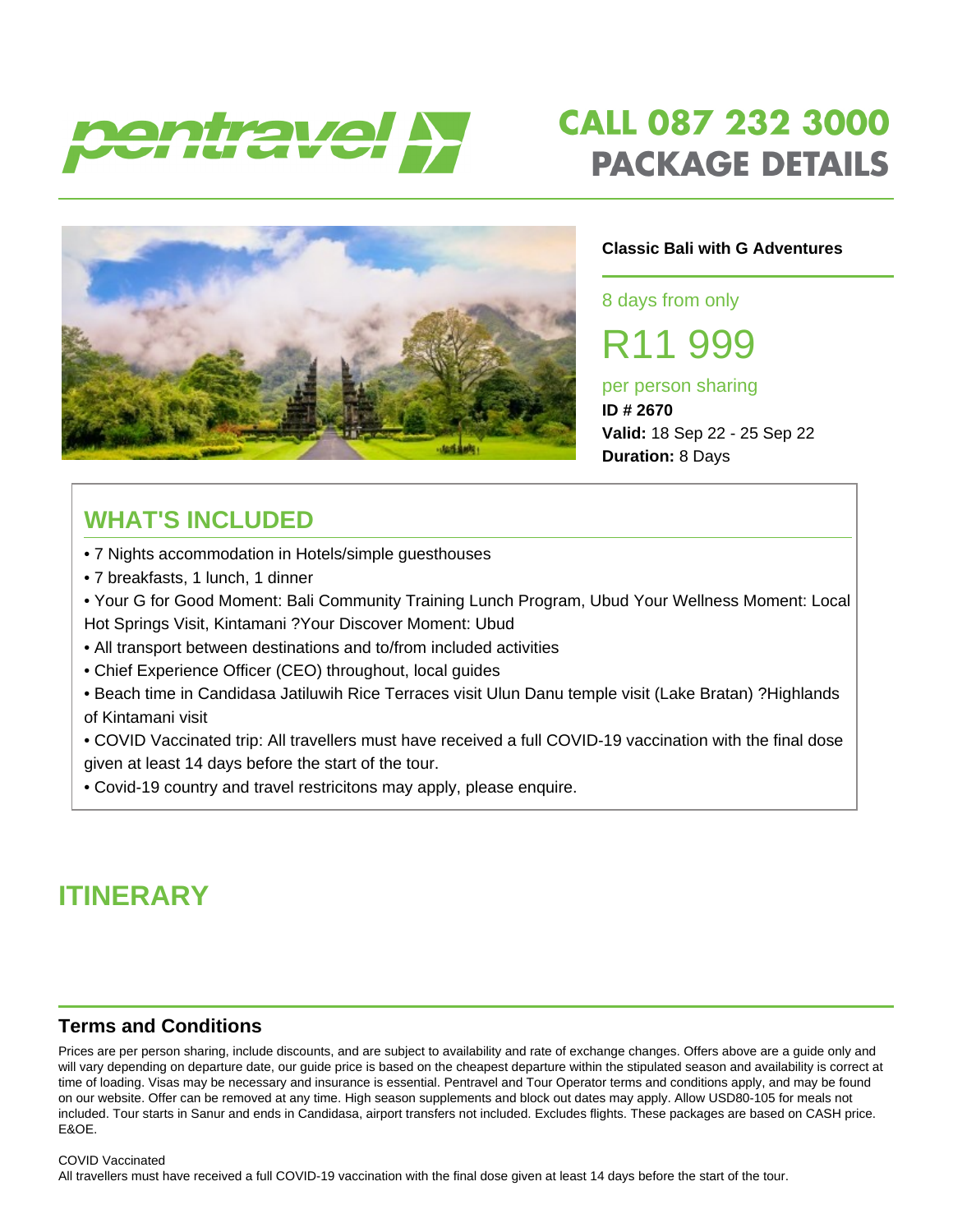pentravel

# CALL 087 232 3000
# PACKAGE DETAILS

**Classic Bali with G Adventures**

8 days from only

R11 999

per person sharing

**ID # 2670**

**Valid:** 18 Sep 22 - 25 Sep 22

**Duration:** 8 Days

## WHAT'S INCLUDED

- 7 Nights accommodation in Hotels/simple guesthouses
- 7 breakfasts, 1 lunch, 1 dinner
- Your G for Good Moment: Bali Community Training Lunch Program, Ubud Your Wellness Moment: Local Hot Springs Visit, Kintamani ?Your Discover Moment: Ubud
- All transport between destinations and to/from included activities
- Chief Experience Officer (CEO) throughout, local guides
- Beach time in Candidasa Jatiluwih Rice Terraces visit Ulun Danu temple visit (Lake Bratan) ?Highlands of Kintamani visit
- COVID Vaccinated trip: All travellers must have received a full COVID-19 vaccination with the final dose given at least 14 days before the start of the tour.
- Covid-19 country and travel restricitons may apply, please enquire.

## ITINERARY

### Terms and Conditions

Prices are per person sharing, include discounts, and are subject to availability and rate of exchange changes. Offers above are a guide only and will vary depending on departure date, our guide price is based on the cheapest departure within the stipulated season and availability is correct at time of loading. Visas may be necessary and insurance is essential. Pentravel and Tour Operator terms and conditions apply, and may be found on our website. Offer can be removed at any time. High season supplements and block out dates may apply. Allow USD80-105 for meals not included. Tour starts in Sanur and ends in Candidasa, airport transfers not included. Excludes flights. These packages are based on CASH price. E&OE.

COVID Vaccinated
All travellers must have received a full COVID-19 vaccination with the final dose given at least 14 days before the start of the tour.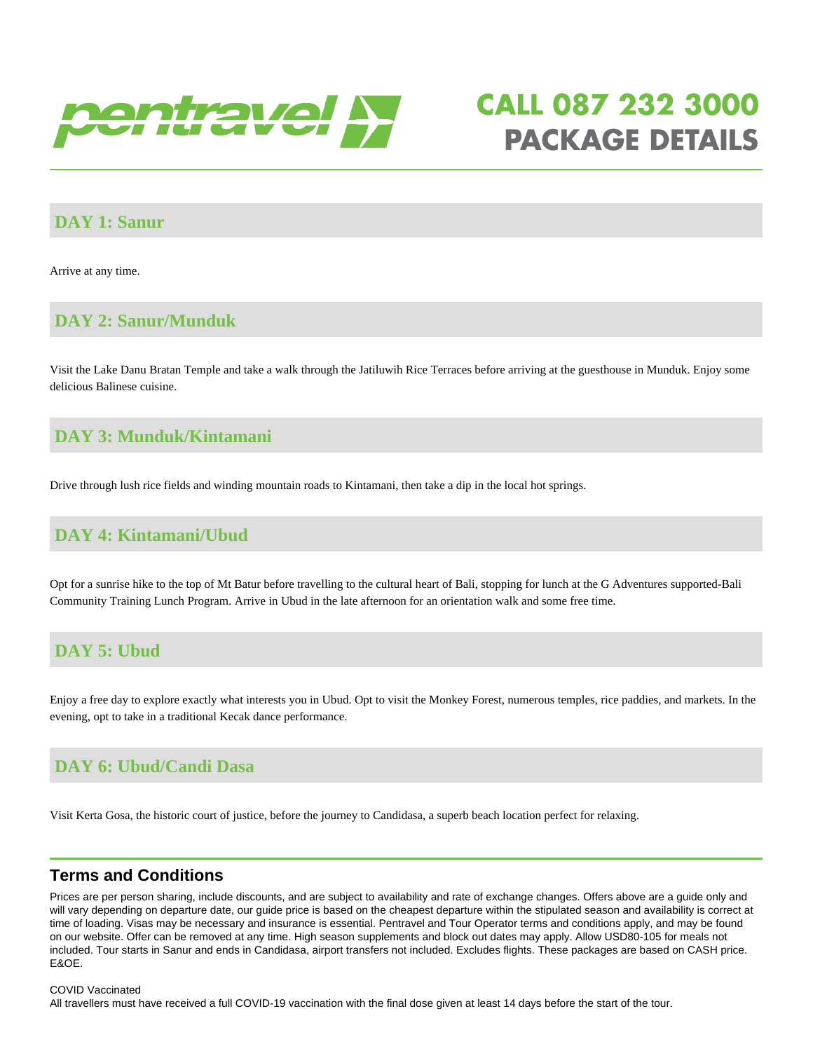# CALL 087 232 3000
# PACKAGE DETAILS

## DAY 1: Sanur

Arrive at any time.

## DAY 2: Sanur/Munduk

Visit the Lake Danu Bratan Temple and take a walk through the Jatiluwih Rice Terraces before arriving at the guesthouse in Munduk. Enjoy some delicious Balinese cuisine.

## DAY 3: Munduk/Kintamani

Drive through lush rice fields and winding mountain roads to Kintamani, then take a dip in the local hot springs.

## DAY 4: Kintamani/Ubud

Opt for a sunrise hike to the top of Mt Batur before travelling to the cultural heart of Bali, stopping for lunch at the G Adventures supported-Bali Community Training Lunch Program. Arrive in Ubud in the late afternoon for an orientation walk and some free time.

## DAY 5: Ubud

Enjoy a free day to explore exactly what interests you in Ubud. Opt to visit the Monkey Forest, numerous temples, rice paddies, and markets. In the evening, opt to take in a traditional Kecak dance performance.

## DAY 6: Ubud/Candi Dasa

Visit Kerta Gosa, the historic court of justice, before the journey to Candidasa, a superb beach location perfect for relaxing.

## Terms and Conditions

Prices are per person sharing, include discounts, and are subject to availability and rate of exchange changes. Offers above are a guide only and will vary depending on departure date, our guide price is based on the cheapest departure within the stipulated season and availability is correct at time of loading. Visas may be necessary and insurance is essential. Pentravel and Tour Operator terms and conditions apply, and may be found on our website. Offer can be removed at any time. High season supplements and block out dates may apply. Allow USD80-105 for meals not included. Tour starts in Sanur and ends in Candidasa, airport transfers not included. Excludes flights. These packages are based on CASH price. E&OE.

COVID Vaccinated
All travellers must have received a full COVID-19 vaccination with the final dose given at least 14 days before the start of the tour.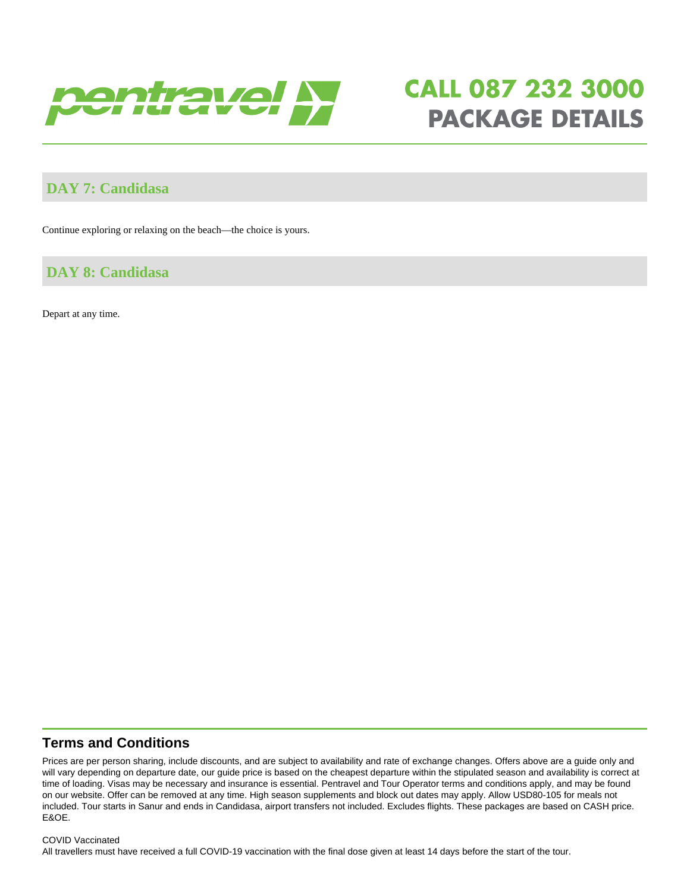## DAY 7: Candidasa

Continue exploring or relaxing on the beach—the choice is yours.

## DAY 8: Candidasa

Depart at any time.

## Terms and Conditions

Prices are per person sharing, include discounts, and are subject to availability and rate of exchange changes. Offers above are a guide only and will vary depending on departure date, our guide price is based on the cheapest departure within the stipulated season and availability is correct at time of loading. Visas may be necessary and insurance is essential. Pentravel and Tour Operator terms and conditions apply, and may be found on our website. Offer can be removed at any time. High season supplements and block out dates may apply. Allow USD80-105 for meals not included. Tour starts in Sanur and ends in Candidasa, airport transfers not included. Excludes flights. These packages are based on CASH price. E&OE.

COVID Vaccinated
All travellers must have received a full COVID-19 vaccination with the final dose given at least 14 days before the start of the tour.